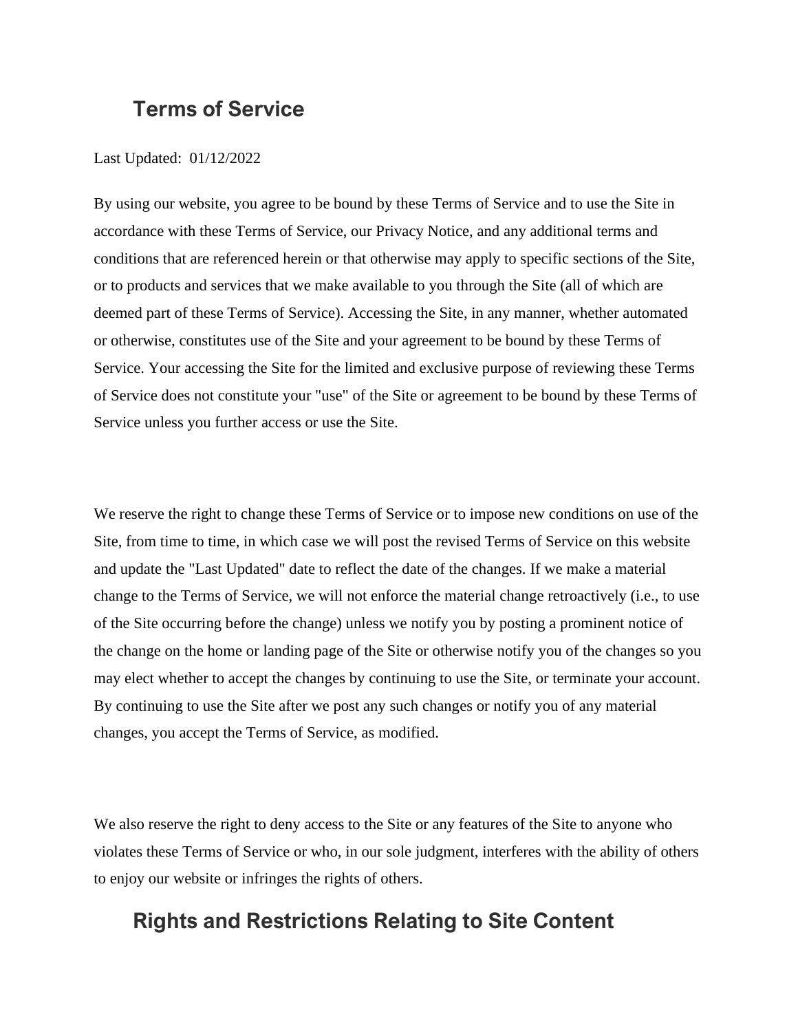## Terms of Service

Last Updated: 01/12/2022

By using our website, you agree to be bound by these Terms of Service and to use the Site in accordance with these Terms of Service, our Privacy Notice, and any additional terms and conditions that are referenced herein or that otherwise may apply to specific sections of the Site, or to products and services that we make available to you through the Site (all of which are deemed part of these Terms of Service). Accessing the Site, in any manner, whether automated or otherwise, constitutes use of the Site and your agreement to be bound by these Terms of Service. Your accessing the Site for the limited and exclusive purpose of reviewing these Terms of Service does not constitute your "use" of the Site or agreement to be bound by these Terms of Service unless you further access or use the Site.

We reserve the right to change these Terms of Service or to impose new conditions on use of the Site, from time to time, in which case we will post the revised Terms of Service on this website and update the "Last Updated" date to reflect the date of the changes. If we make a material change to the Terms of Service, we will not enforce the material change retroactively (i.e., to use of the Site occurring before the change) unless we notify you by posting a prominent notice of the change on the home or landing page of the Site or otherwise notify you of the changes so you may elect whether to accept the changes by continuing to use the Site, or terminate your account. By continuing to use the Site after we post any such changes or notify you of any material changes, you accept the Terms of Service, as modified.

We also reserve the right to deny access to the Site or any features of the Site to anyone who violates these Terms of Service or who, in our sole judgment, interferes with the ability of others to enjoy our website or infringes the rights of others.

## Rights and Restrictions Relating to Site Content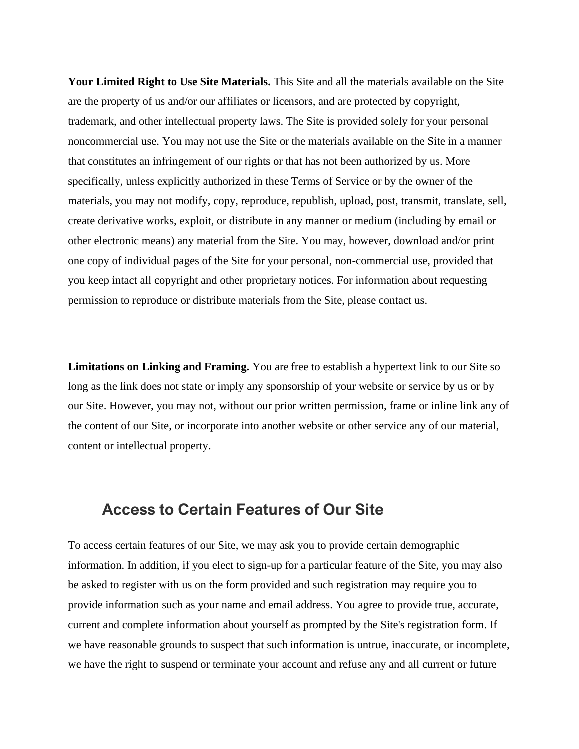**Your Limited Right to Use Site Materials.** This Site and all the materials available on the Site are the property of us and/or our affiliates or licensors, and are protected by copyright, trademark, and other intellectual property laws. The Site is provided solely for your personal noncommercial use. You may not use the Site or the materials available on the Site in a manner that constitutes an infringement of our rights or that has not been authorized by us. More specifically, unless explicitly authorized in these Terms of Service or by the owner of the materials, you may not modify, copy, reproduce, republish, upload, post, transmit, translate, sell, create derivative works, exploit, or distribute in any manner or medium (including by email or other electronic means) any material from the Site. You may, however, download and/or print one copy of individual pages of the Site for your personal, non-commercial use, provided that you keep intact all copyright and other proprietary notices. For information about requesting permission to reproduce or distribute materials from the Site, please contact us.

**Limitations on Linking and Framing.** You are free to establish a hypertext link to our Site so long as the link does not state or imply any sponsorship of your website or service by us or by our Site. However, you may not, without our prior written permission, frame or inline link any of the content of our Site, or incorporate into another website or other service any of our material, content or intellectual property.

## Access to Certain Features of Our Site

To access certain features of our Site, we may ask you to provide certain demographic information. In addition, if you elect to sign-up for a particular feature of the Site, you may also be asked to register with us on the form provided and such registration may require you to provide information such as your name and email address. You agree to provide true, accurate, current and complete information about yourself as prompted by the Site's registration form. If we have reasonable grounds to suspect that such information is untrue, inaccurate, or incomplete, we have the right to suspend or terminate your account and refuse any and all current or future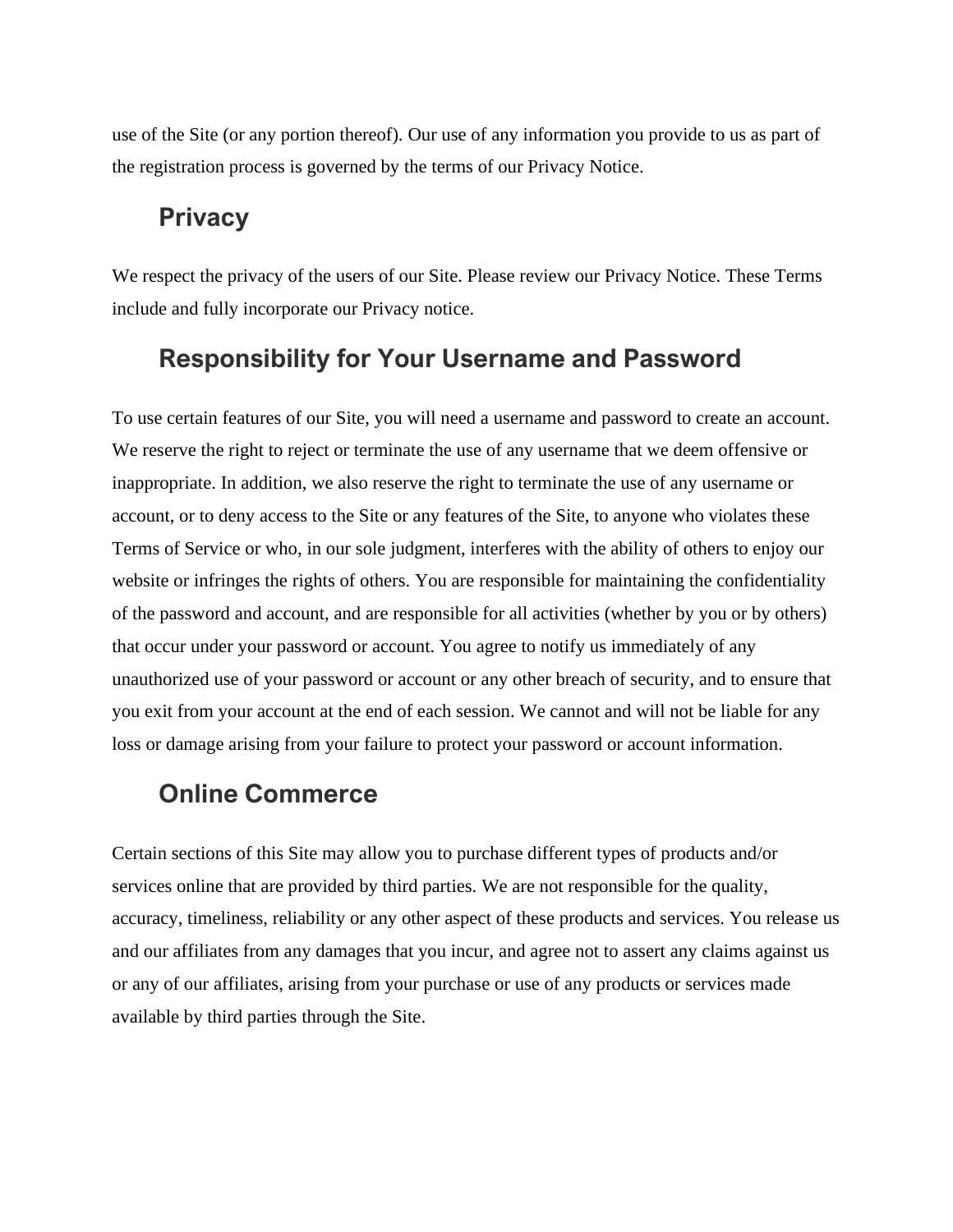use of the Site (or any portion thereof). Our use of any information you provide to us as part of the registration process is governed by the terms of our Privacy Notice.

## Privacy

We respect the privacy of the users of our Site. Please review our Privacy Notice. These Terms include and fully incorporate our Privacy notice.

## Responsibility for Your Username and Password

To use certain features of our Site, you will need a username and password to create an account. We reserve the right to reject or terminate the use of any username that we deem offensive or inappropriate. In addition, we also reserve the right to terminate the use of any username or account, or to deny access to the Site or any features of the Site, to anyone who violates these Terms of Service or who, in our sole judgment, interferes with the ability of others to enjoy our website or infringes the rights of others. You are responsible for maintaining the confidentiality of the password and account, and are responsible for all activities (whether by you or by others) that occur under your password or account. You agree to notify us immediately of any unauthorized use of your password or account or any other breach of security, and to ensure that you exit from your account at the end of each session. We cannot and will not be liable for any loss or damage arising from your failure to protect your password or account information.

## Online Commerce

Certain sections of this Site may allow you to purchase different types of products and/or services online that are provided by third parties. We are not responsible for the quality, accuracy, timeliness, reliability or any other aspect of these products and services. You release us and our affiliates from any damages that you incur, and agree not to assert any claims against us or any of our affiliates, arising from your purchase or use of any products or services made available by third parties through the Site.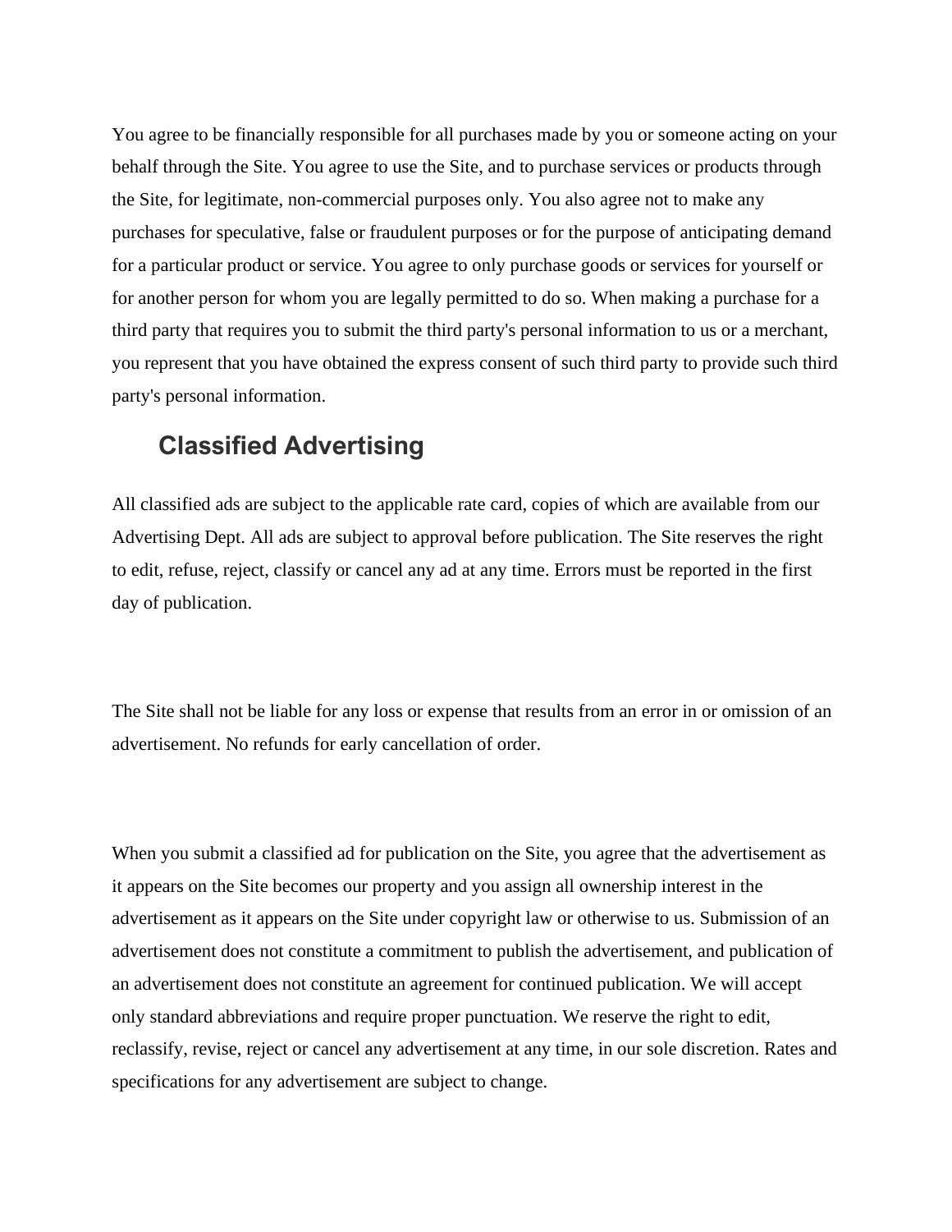You agree to be financially responsible for all purchases made by you or someone acting on your behalf through the Site. You agree to use the Site, and to purchase services or products through the Site, for legitimate, non-commercial purposes only. You also agree not to make any purchases for speculative, false or fraudulent purposes or for the purpose of anticipating demand for a particular product or service. You agree to only purchase goods or services for yourself or for another person for whom you are legally permitted to do so. When making a purchase for a third party that requires you to submit the third party's personal information to us or a merchant, you represent that you have obtained the express consent of such third party to provide such third party's personal information.

## Classified Advertising

All classified ads are subject to the applicable rate card, copies of which are available from our Advertising Dept. All ads are subject to approval before publication. The Site reserves the right to edit, refuse, reject, classify or cancel any ad at any time. Errors must be reported in the first day of publication.

The Site shall not be liable for any loss or expense that results from an error in or omission of an advertisement. No refunds for early cancellation of order.

When you submit a classified ad for publication on the Site, you agree that the advertisement as it appears on the Site becomes our property and you assign all ownership interest in the advertisement as it appears on the Site under copyright law or otherwise to us. Submission of an advertisement does not constitute a commitment to publish the advertisement, and publication of an advertisement does not constitute an agreement for continued publication. We will accept only standard abbreviations and require proper punctuation. We reserve the right to edit, reclassify, revise, reject or cancel any advertisement at any time, in our sole discretion. Rates and specifications for any advertisement are subject to change.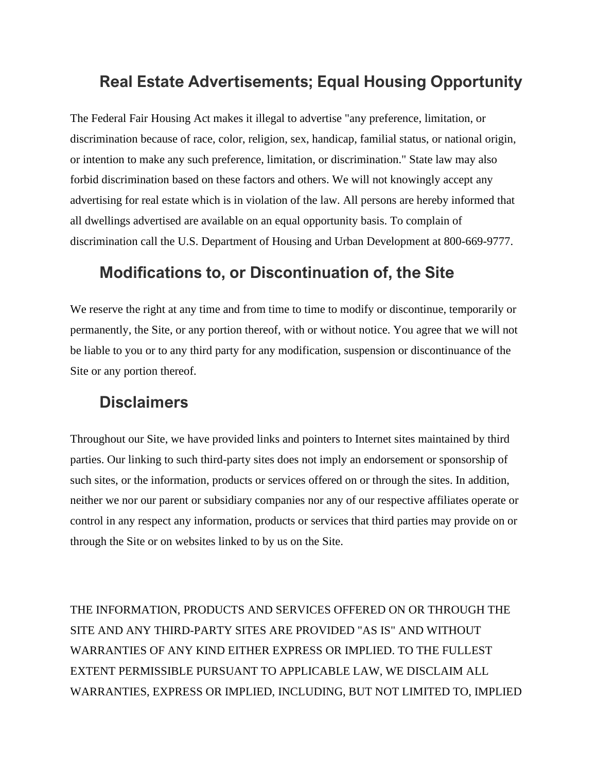## Real Estate Advertisements; Equal Housing Opportunity

The Federal Fair Housing Act makes it illegal to advertise "any preference, limitation, or discrimination because of race, color, religion, sex, handicap, familial status, or national origin, or intention to make any such preference, limitation, or discrimination." State law may also forbid discrimination based on these factors and others. We will not knowingly accept any advertising for real estate which is in violation of the law. All persons are hereby informed that all dwellings advertised are available on an equal opportunity basis. To complain of discrimination call the U.S. Department of Housing and Urban Development at 800-669-9777.

## Modifications to, or Discontinuation of, the Site

We reserve the right at any time and from time to time to modify or discontinue, temporarily or permanently, the Site, or any portion thereof, with or without notice. You agree that we will not be liable to you or to any third party for any modification, suspension or discontinuance of the Site or any portion thereof.

## Disclaimers

Throughout our Site, we have provided links and pointers to Internet sites maintained by third parties. Our linking to such third-party sites does not imply an endorsement or sponsorship of such sites, or the information, products or services offered on or through the sites. In addition, neither we nor our parent or subsidiary companies nor any of our respective affiliates operate or control in any respect any information, products or services that third parties may provide on or through the Site or on websites linked to by us on the Site.

THE INFORMATION, PRODUCTS AND SERVICES OFFERED ON OR THROUGH THE SITE AND ANY THIRD-PARTY SITES ARE PROVIDED "AS IS" AND WITHOUT WARRANTIES OF ANY KIND EITHER EXPRESS OR IMPLIED. TO THE FULLEST EXTENT PERMISSIBLE PURSUANT TO APPLICABLE LAW, WE DISCLAIM ALL WARRANTIES, EXPRESS OR IMPLIED, INCLUDING, BUT NOT LIMITED TO, IMPLIED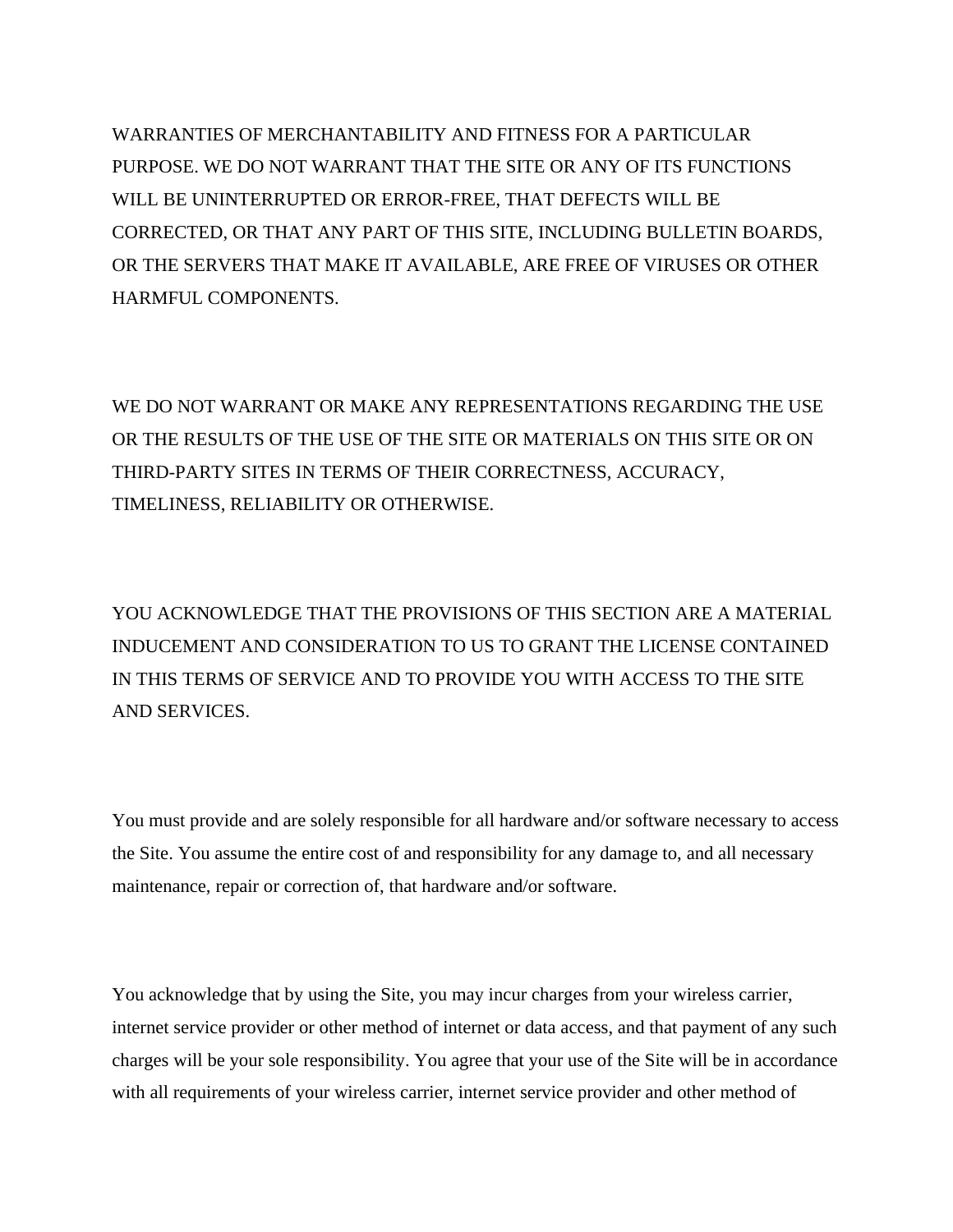WARRANTIES OF MERCHANTABILITY AND FITNESS FOR A PARTICULAR PURPOSE. WE DO NOT WARRANT THAT THE SITE OR ANY OF ITS FUNCTIONS WILL BE UNINTERRUPTED OR ERROR-FREE, THAT DEFECTS WILL BE CORRECTED, OR THAT ANY PART OF THIS SITE, INCLUDING BULLETIN BOARDS, OR THE SERVERS THAT MAKE IT AVAILABLE, ARE FREE OF VIRUSES OR OTHER HARMFUL COMPONENTS.

WE DO NOT WARRANT OR MAKE ANY REPRESENTATIONS REGARDING THE USE OR THE RESULTS OF THE USE OF THE SITE OR MATERIALS ON THIS SITE OR ON THIRD-PARTY SITES IN TERMS OF THEIR CORRECTNESS, ACCURACY, TIMELINESS, RELIABILITY OR OTHERWISE.

YOU ACKNOWLEDGE THAT THE PROVISIONS OF THIS SECTION ARE A MATERIAL INDUCEMENT AND CONSIDERATION TO US TO GRANT THE LICENSE CONTAINED IN THIS TERMS OF SERVICE AND TO PROVIDE YOU WITH ACCESS TO THE SITE AND SERVICES.

You must provide and are solely responsible for all hardware and/or software necessary to access the Site. You assume the entire cost of and responsibility for any damage to, and all necessary maintenance, repair or correction of, that hardware and/or software.

You acknowledge that by using the Site, you may incur charges from your wireless carrier, internet service provider or other method of internet or data access, and that payment of any such charges will be your sole responsibility. You agree that your use of the Site will be in accordance with all requirements of your wireless carrier, internet service provider and other method of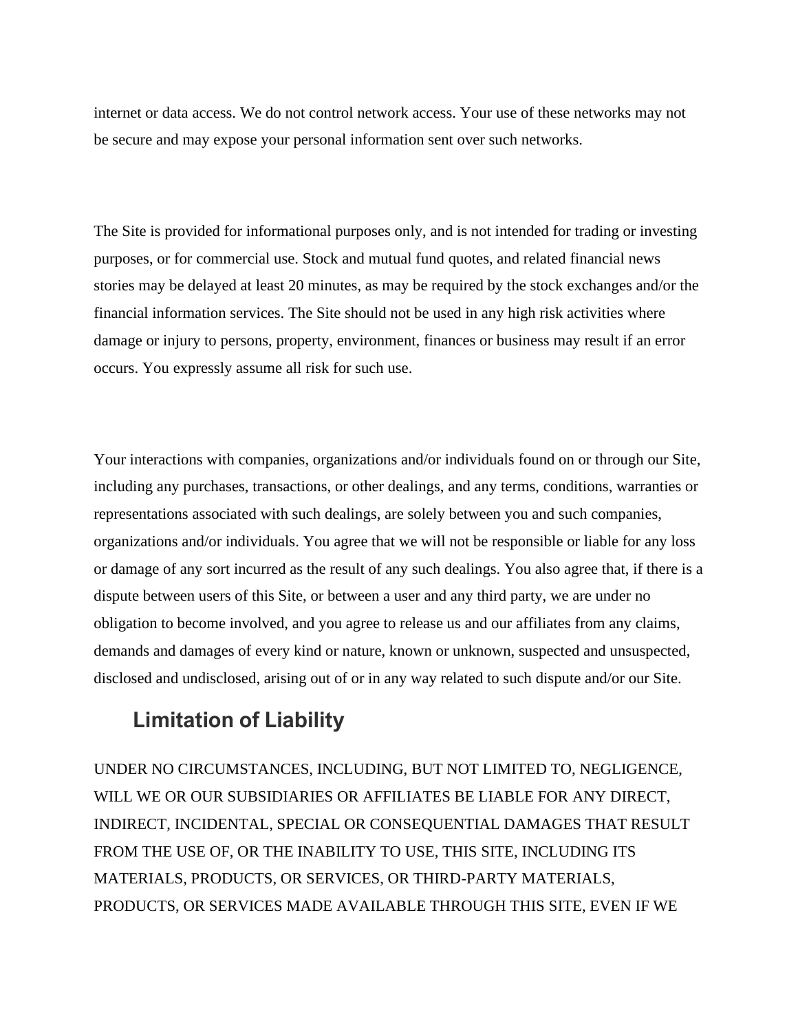internet or data access. We do not control network access. Your use of these networks may not be secure and may expose your personal information sent over such networks.

The Site is provided for informational purposes only, and is not intended for trading or investing purposes, or for commercial use. Stock and mutual fund quotes, and related financial news stories may be delayed at least 20 minutes, as may be required by the stock exchanges and/or the financial information services. The Site should not be used in any high risk activities where damage or injury to persons, property, environment, finances or business may result if an error occurs. You expressly assume all risk for such use.

Your interactions with companies, organizations and/or individuals found on or through our Site, including any purchases, transactions, or other dealings, and any terms, conditions, warranties or representations associated with such dealings, are solely between you and such companies, organizations and/or individuals. You agree that we will not be responsible or liable for any loss or damage of any sort incurred as the result of any such dealings. You also agree that, if there is a dispute between users of this Site, or between a user and any third party, we are under no obligation to become involved, and you agree to release us and our affiliates from any claims, demands and damages of every kind or nature, known or unknown, suspected and unsuspected, disclosed and undisclosed, arising out of or in any way related to such dispute and/or our Site.

## Limitation of Liability

UNDER NO CIRCUMSTANCES, INCLUDING, BUT NOT LIMITED TO, NEGLIGENCE, WILL WE OR OUR SUBSIDIARIES OR AFFILIATES BE LIABLE FOR ANY DIRECT, INDIRECT, INCIDENTAL, SPECIAL OR CONSEQUENTIAL DAMAGES THAT RESULT FROM THE USE OF, OR THE INABILITY TO USE, THIS SITE, INCLUDING ITS MATERIALS, PRODUCTS, OR SERVICES, OR THIRD-PARTY MATERIALS, PRODUCTS, OR SERVICES MADE AVAILABLE THROUGH THIS SITE, EVEN IF WE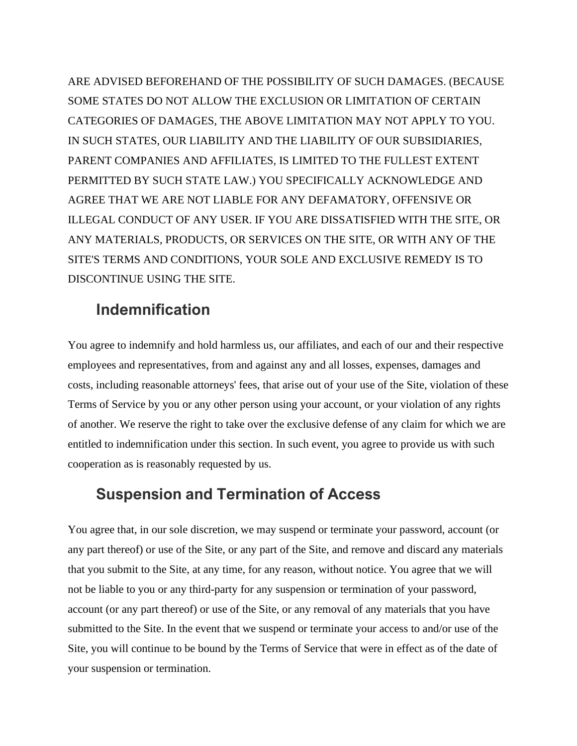ARE ADVISED BEFOREHAND OF THE POSSIBILITY OF SUCH DAMAGES. (BECAUSE SOME STATES DO NOT ALLOW THE EXCLUSION OR LIMITATION OF CERTAIN CATEGORIES OF DAMAGES, THE ABOVE LIMITATION MAY NOT APPLY TO YOU. IN SUCH STATES, OUR LIABILITY AND THE LIABILITY OF OUR SUBSIDIARIES, PARENT COMPANIES AND AFFILIATES, IS LIMITED TO THE FULLEST EXTENT PERMITTED BY SUCH STATE LAW.) YOU SPECIFICALLY ACKNOWLEDGE AND AGREE THAT WE ARE NOT LIABLE FOR ANY DEFAMATORY, OFFENSIVE OR ILLEGAL CONDUCT OF ANY USER. IF YOU ARE DISSATISFIED WITH THE SITE, OR ANY MATERIALS, PRODUCTS, OR SERVICES ON THE SITE, OR WITH ANY OF THE SITE'S TERMS AND CONDITIONS, YOUR SOLE AND EXCLUSIVE REMEDY IS TO DISCONTINUE USING THE SITE.

## Indemnification

You agree to indemnify and hold harmless us, our affiliates, and each of our and their respective employees and representatives, from and against any and all losses, expenses, damages and costs, including reasonable attorneys' fees, that arise out of your use of the Site, violation of these Terms of Service by you or any other person using your account, or your violation of any rights of another. We reserve the right to take over the exclusive defense of any claim for which we are entitled to indemnification under this section. In such event, you agree to provide us with such cooperation as is reasonably requested by us.

## Suspension and Termination of Access

You agree that, in our sole discretion, we may suspend or terminate your password, account (or any part thereof) or use of the Site, or any part of the Site, and remove and discard any materials that you submit to the Site, at any time, for any reason, without notice. You agree that we will not be liable to you or any third-party for any suspension or termination of your password, account (or any part thereof) or use of the Site, or any removal of any materials that you have submitted to the Site. In the event that we suspend or terminate your access to and/or use of the Site, you will continue to be bound by the Terms of Service that were in effect as of the date of your suspension or termination.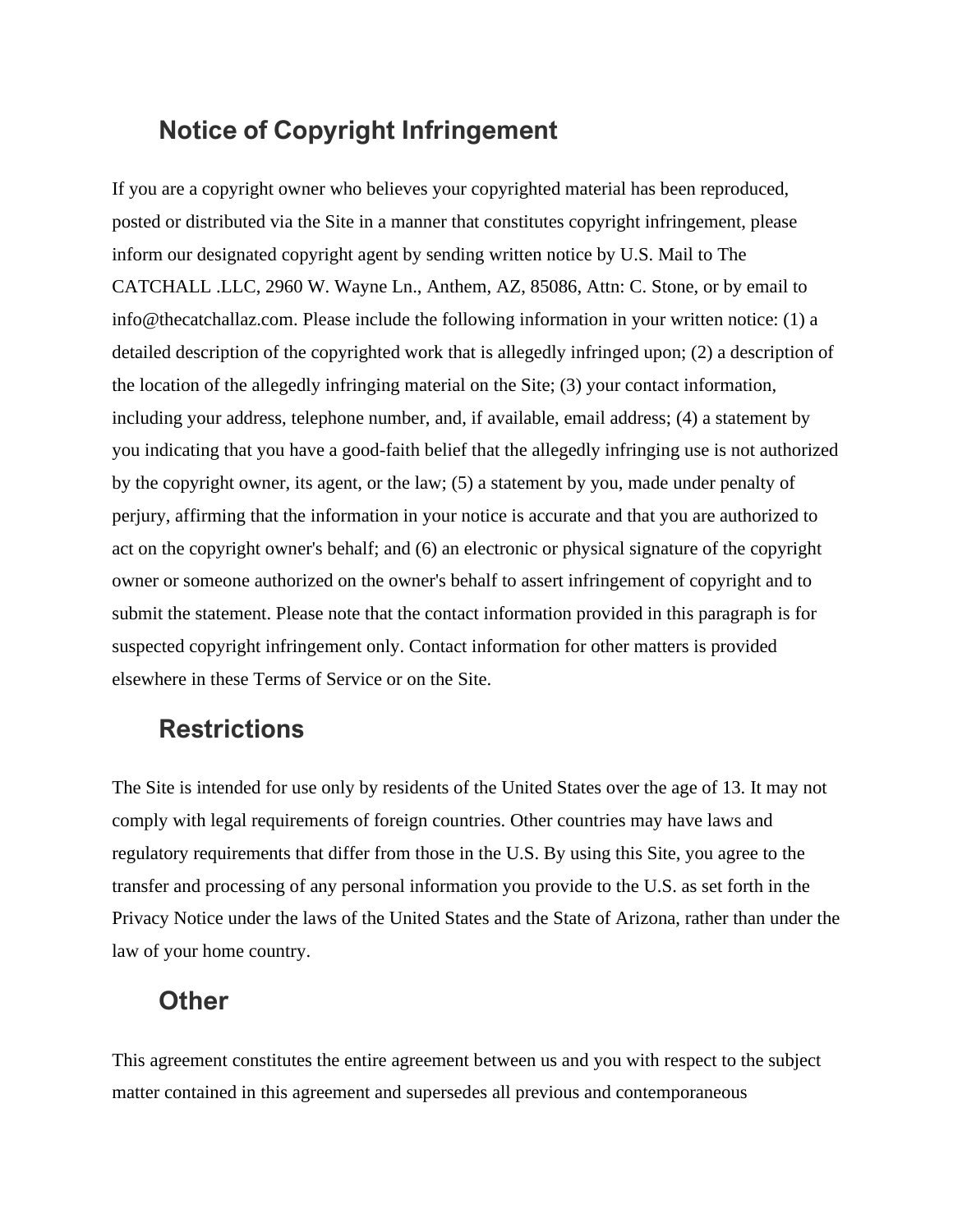## Notice of Copyright Infringement

If you are a copyright owner who believes your copyrighted material has been reproduced, posted or distributed via the Site in a manner that constitutes copyright infringement, please inform our designated copyright agent by sending written notice by U.S. Mail to The CATCHALL .LLC, 2960 W. Wayne Ln., Anthem, AZ, 85086, Attn: C. Stone, or by email to info@thecatchallaz.com. Please include the following information in your written notice: (1) a detailed description of the copyrighted work that is allegedly infringed upon; (2) a description of the location of the allegedly infringing material on the Site; (3) your contact information, including your address, telephone number, and, if available, email address; (4) a statement by you indicating that you have a good-faith belief that the allegedly infringing use is not authorized by the copyright owner, its agent, or the law; (5) a statement by you, made under penalty of perjury, affirming that the information in your notice is accurate and that you are authorized to act on the copyright owner's behalf; and (6) an electronic or physical signature of the copyright owner or someone authorized on the owner's behalf to assert infringement of copyright and to submit the statement. Please note that the contact information provided in this paragraph is for suspected copyright infringement only. Contact information for other matters is provided elsewhere in these Terms of Service or on the Site.

## Restrictions

The Site is intended for use only by residents of the United States over the age of 13. It may not comply with legal requirements of foreign countries. Other countries may have laws and regulatory requirements that differ from those in the U.S. By using this Site, you agree to the transfer and processing of any personal information you provide to the U.S. as set forth in the Privacy Notice under the laws of the United States and the State of Arizona, rather than under the law of your home country.

## Other

This agreement constitutes the entire agreement between us and you with respect to the subject matter contained in this agreement and supersedes all previous and contemporaneous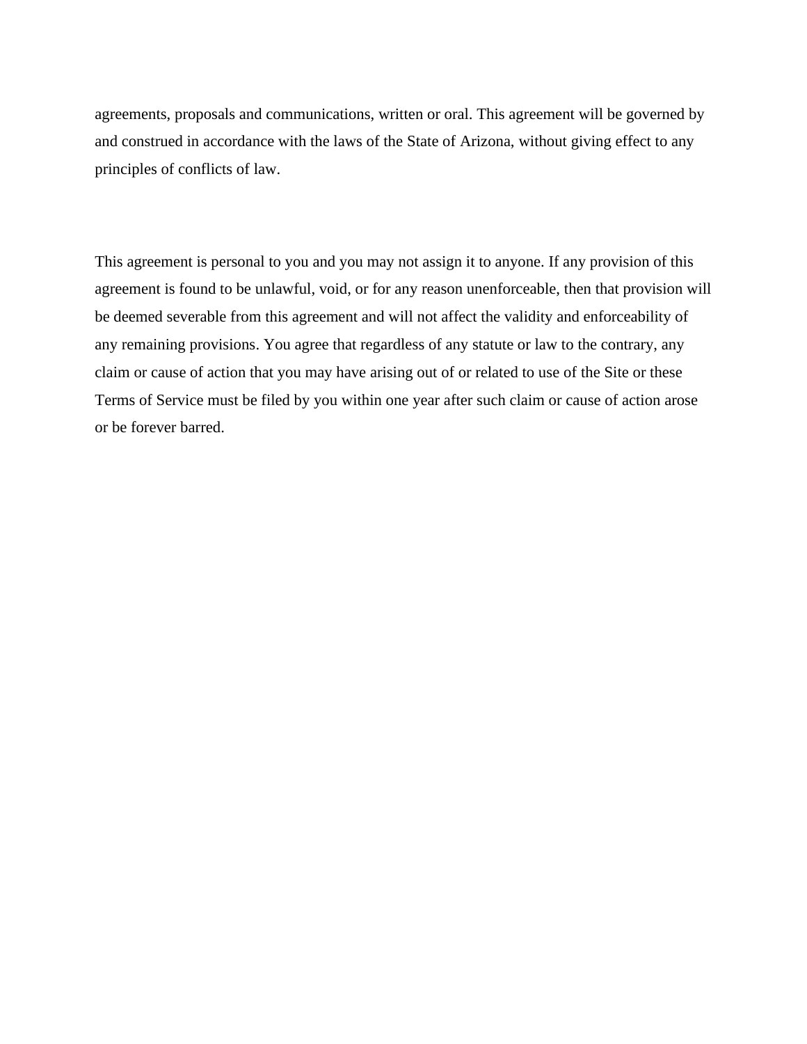agreements, proposals and communications, written or oral. This agreement will be governed by and construed in accordance with the laws of the State of Arizona, without giving effect to any principles of conflicts of law.

This agreement is personal to you and you may not assign it to anyone. If any provision of this agreement is found to be unlawful, void, or for any reason unenforceable, then that provision will be deemed severable from this agreement and will not affect the validity and enforceability of any remaining provisions. You agree that regardless of any statute or law to the contrary, any claim or cause of action that you may have arising out of or related to use of the Site or these Terms of Service must be filed by you within one year after such claim or cause of action arose or be forever barred.